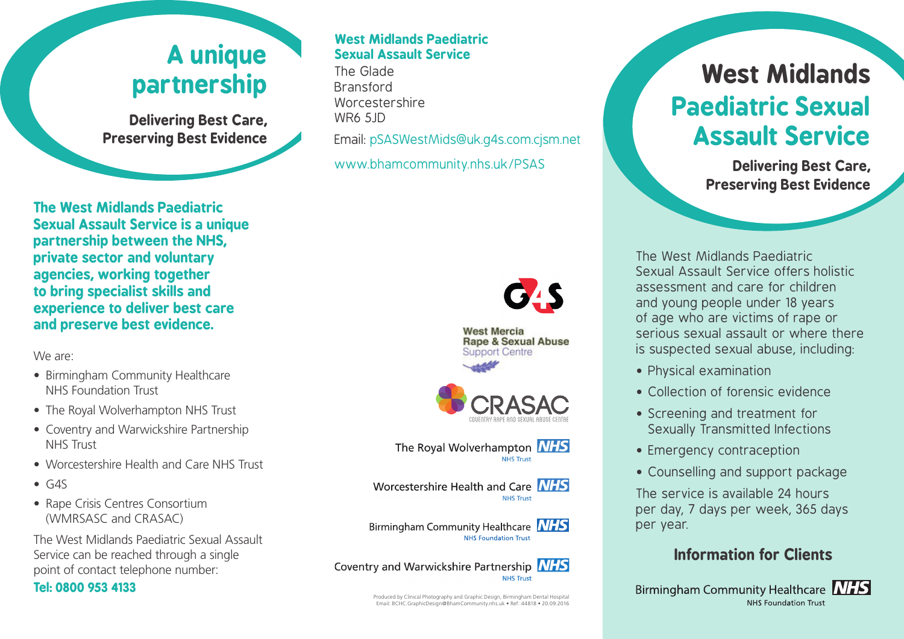# A unique partnership

**Delivering Best Care, Preserving Best Evidence**

**The West Midlands Paediatric Sexual Assault Service is a unique partnership between the NHS, private sector and voluntary agencies, working together to bring specialist skills and experience to deliver best care and preserve best evidence.**

We are:

- Birmingham Community Healthcare NHS Foundation Trust
- The Royal Wolverhampton NHS Trust
- Coventry and Warwickshire Partnership NHS Trust
- Worcestershire Health and Care NHS Trust
- G4S
- Rape Crisis Centres Consortium (WMRSASC and CRASAC)

The West Midlands Paediatric Sexual Assault Service can be reached through a single point of contact telephone number:

**Tel: 0800 953 4133**

**West Midlands Paediatric Sexual Assault Service**
The Glade
Bransford
Worcestershire
WR6 5JD

Email: pSASWestMids@uk.g4s.com.cjsm.net

www.bhamcommunity.nhs.uk/PSAS

G4S

West Mercia Rape & Sexual Abuse Support Centre

CRASAC Coventry Rape and Sexual Abuse Centre

The Royal Wolverhampton NHS Trust

Worcestershire Health and Care NHS Trust

Birmingham Community Healthcare NHS Foundation Trust

Coventry and Warwickshire Partnership NHS Trust

Produced by Clinical Photography and Graphic Design, Birmingham Dental Hospital
Email: BCHC.GraphicDesign@BhamCommunity.nhs.uk • Ref: 44818 • 20.09.2016

# West Midlands Paediatric Sexual Assault Service

**Delivering Best Care, Preserving Best Evidence**

The West Midlands Paediatric Sexual Assault Service offers holistic assessment and care for children and young people under 18 years of age who are victims of rape or serious sexual assault or where there is suspected sexual abuse, including:

- Physical examination
- Collection of forensic evidence
- Screening and treatment for Sexually Transmitted Infections
- Emergency contraception
- Counselling and support package

The service is available 24 hours per day, 7 days per week, 365 days per year.

## Information for Clients

Birmingham Community Healthcare NHS Foundation Trust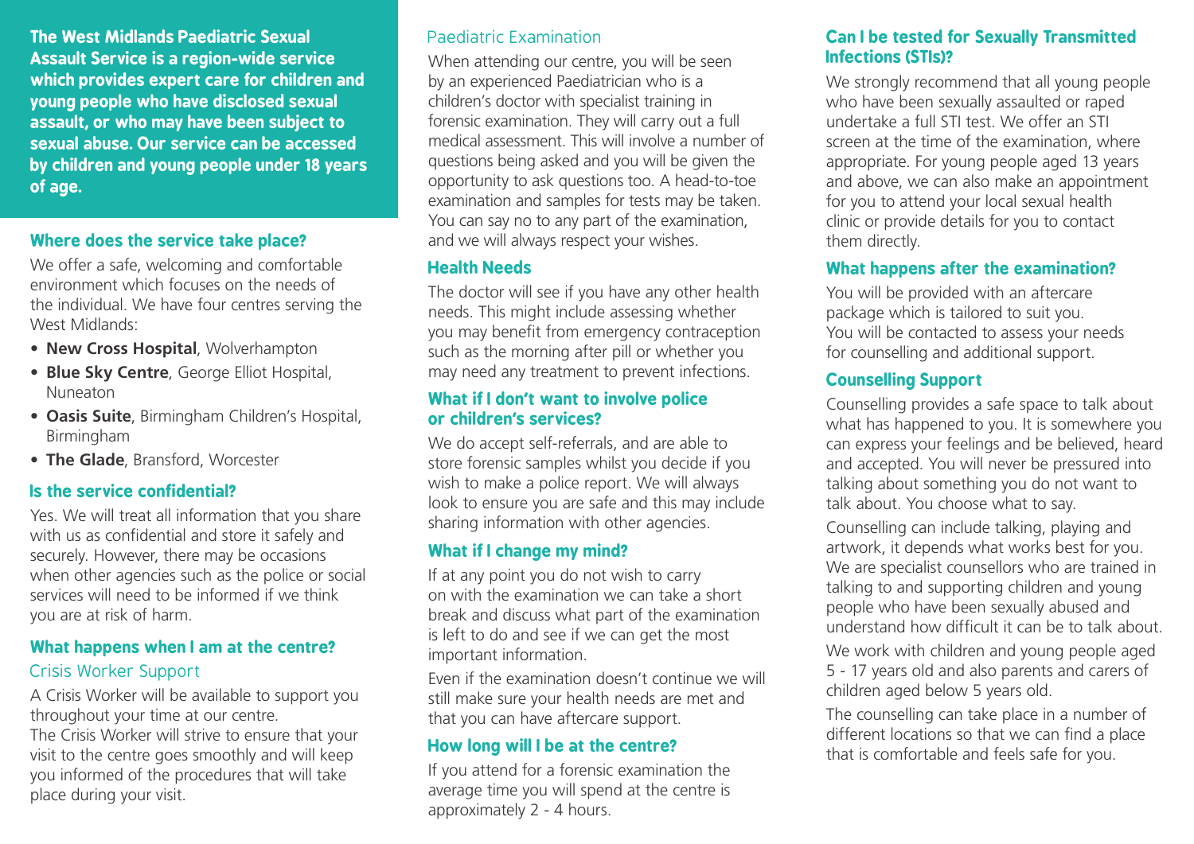**The West Midlands Paediatric Sexual Assault Service is a region-wide service which provides expert care for children and young people who have disclosed sexual assault, or who may have been subject to sexual abuse. Our service can be accessed by children and young people under 18 years of age.**

## Where does the service take place?

We offer a safe, welcoming and comfortable environment which focuses on the needs of the individual. We have four centres serving the West Midlands:

- **New Cross Hospital**, Wolverhampton
- **Blue Sky Centre**, George Elliot Hospital, Nuneaton
- **Oasis Suite**, Birmingham Children's Hospital, Birmingham
- **The Glade**, Bransford, Worcester

## Is the service confidential?

Yes. We will treat all information that you share with us as confidential and store it safely and securely. However, there may be occasions when other agencies such as the police or social services will need to be informed if we think you are at risk of harm.

## What happens when I am at the centre?

### Crisis Worker Support

A Crisis Worker will be available to support you throughout your time at our centre.
The Crisis Worker will strive to ensure that your visit to the centre goes smoothly and will keep you informed of the procedures that will take place during your visit.

### Paediatric Examination

When attending our centre, you will be seen by an experienced Paediatrician who is a children's doctor with specialist training in forensic examination. They will carry out a full medical assessment. This will involve a number of questions being asked and you will be given the opportunity to ask questions too. A head-to-toe examination and samples for tests may be taken. You can say no to any part of the examination, and we will always respect your wishes.

## Health Needs

The doctor will see if you have any other health needs. This might include assessing whether you may benefit from emergency contraception such as the morning after pill or whether you may need any treatment to prevent infections.

## What if I don't want to involve police or children's services?

We do accept self-referrals, and are able to store forensic samples whilst you decide if you wish to make a police report. We will always look to ensure you are safe and this may include sharing information with other agencies.

## What if I change my mind?

If at any point you do not wish to carry on with the examination we can take a short break and discuss what part of the examination is left to do and see if we can get the most important information.

Even if the examination doesn't continue we will still make sure your health needs are met and that you can have aftercare support.

## How long will I be at the centre?

If you attend for a forensic examination the average time you will spend at the centre is approximately 2 - 4 hours.

## Can I be tested for Sexually Transmitted Infections (STIs)?

We strongly recommend that all young people who have been sexually assaulted or raped undertake a full STI test. We offer an STI screen at the time of the examination, where appropriate. For young people aged 13 years and above, we can also make an appointment for you to attend your local sexual health clinic or provide details for you to contact them directly.

## What happens after the examination?

You will be provided with an aftercare package which is tailored to suit you.
You will be contacted to assess your needs for counselling and additional support.

## Counselling Support

Counselling provides a safe space to talk about what has happened to you. It is somewhere you can express your feelings and be believed, heard and accepted. You will never be pressured into talking about something you do not want to talk about. You choose what to say.

Counselling can include talking, playing and artwork, it depends what works best for you. We are specialist counsellors who are trained in talking to and supporting children and young people who have been sexually abused and understand how difficult it can be to talk about.

We work with children and young people aged 5 - 17 years old and also parents and carers of children aged below 5 years old.

The counselling can take place in a number of different locations so that we can find a place that is comfortable and feels safe for you.